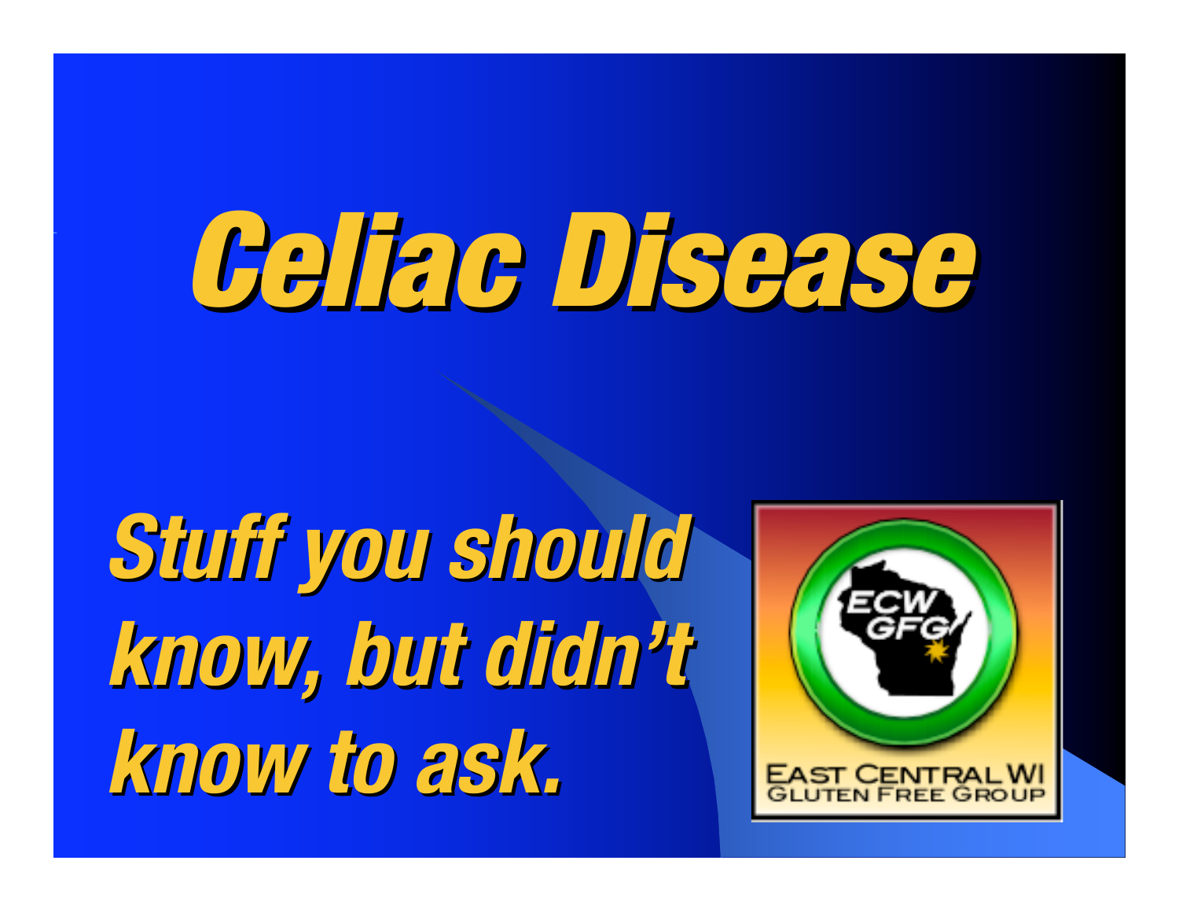# Celiac Disease

## *Stuff you should know, but didn't know to ask.*

ECW GFG

EAST CENTRAL WI GLUTEN FREE GROUP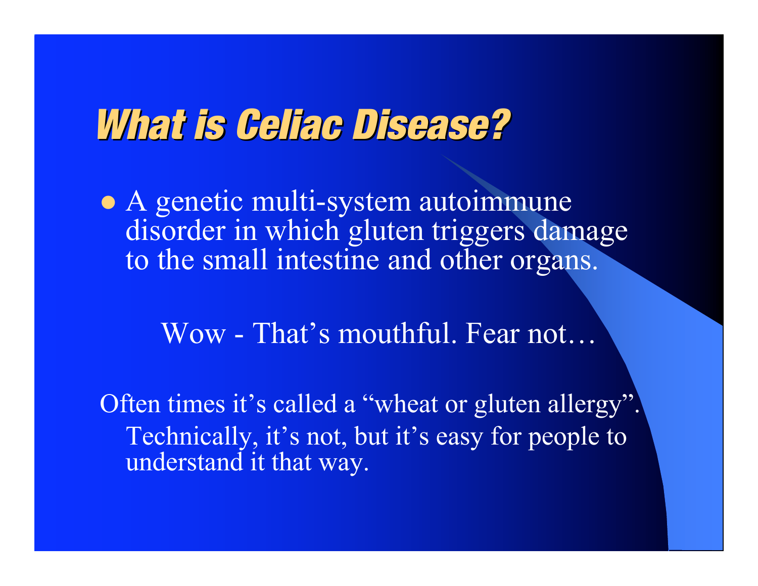# What is Celiac Disease?

- A genetic multi-system autoimmune disorder in which gluten triggers damage to the small intestine and other organs.

Wow - That's mouthful. Fear not…

Often times it's called a "wheat or gluten allergy". Technically, it's not, but it's easy for people to understand it that way.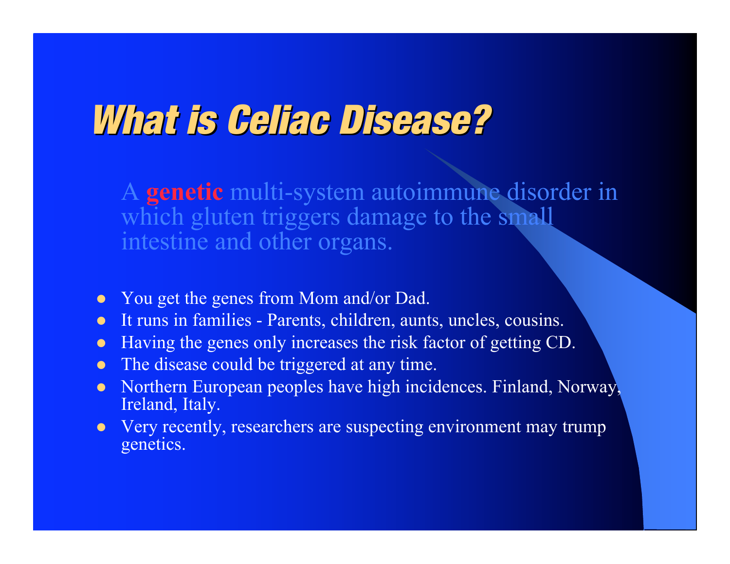# What is Celiac Disease?

A **genetic** multi-system autoimmune disorder in which gluten triggers damage to the small intestine and other organs.

- You get the genes from Mom and/or Dad.
- It runs in families - Parents, children, aunts, uncles, cousins.
- Having the genes only increases the risk factor of getting CD.
- The disease could be triggered at any time.
- Northern European peoples have high incidences. Finland, Norway, Ireland, Italy.
- Very recently, researchers are suspecting environment may trump genetics.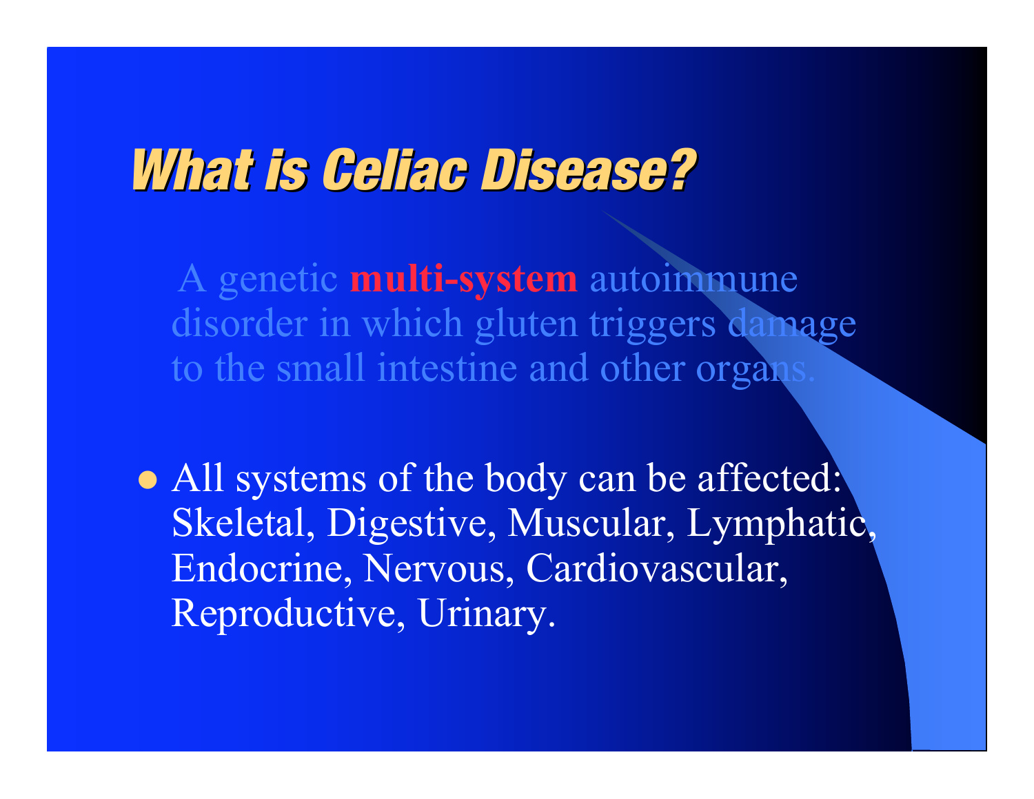# *What is Celiac Disease?*

A genetic **multi-system** autoimmune disorder in which gluten triggers damage to the small intestine and other organs.

- All systems of the body can be affected: Skeletal, Digestive, Muscular, Lymphatic, Endocrine, Nervous, Cardiovascular, Reproductive, Urinary.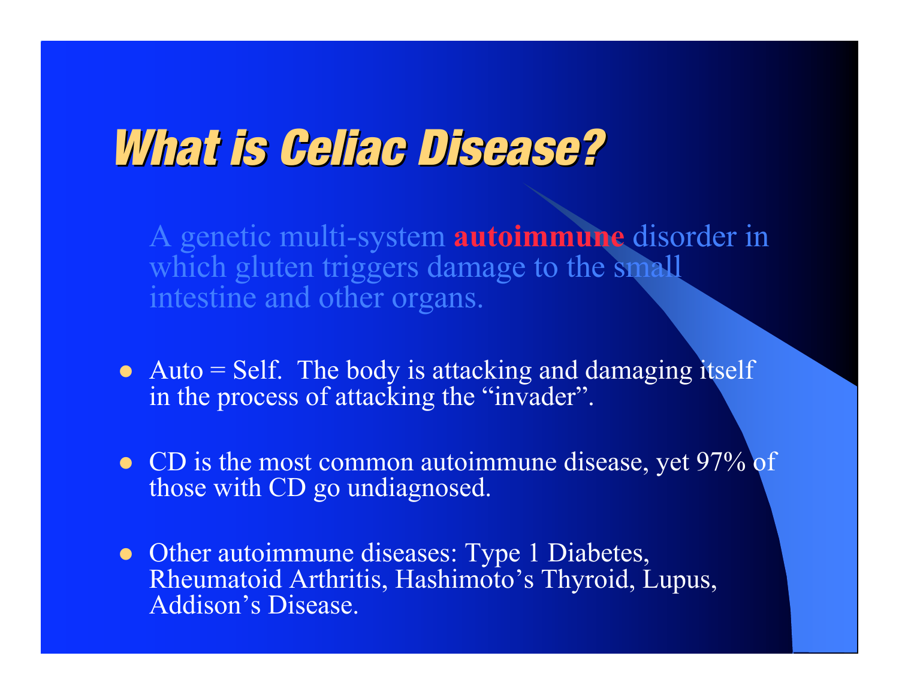# What is Celiac Disease?

A genetic multi-system **autoimmune** disorder in which gluten triggers damage to the small intestine and other organs.

- Auto = Self. The body is attacking and damaging itself in the process of attacking the "invader".
- CD is the most common autoimmune disease, yet 97% of those with CD go undiagnosed.
- Other autoimmune diseases: Type 1 Diabetes, Rheumatoid Arthritis, Hashimoto's Thyroid, Lupus, Addison's Disease.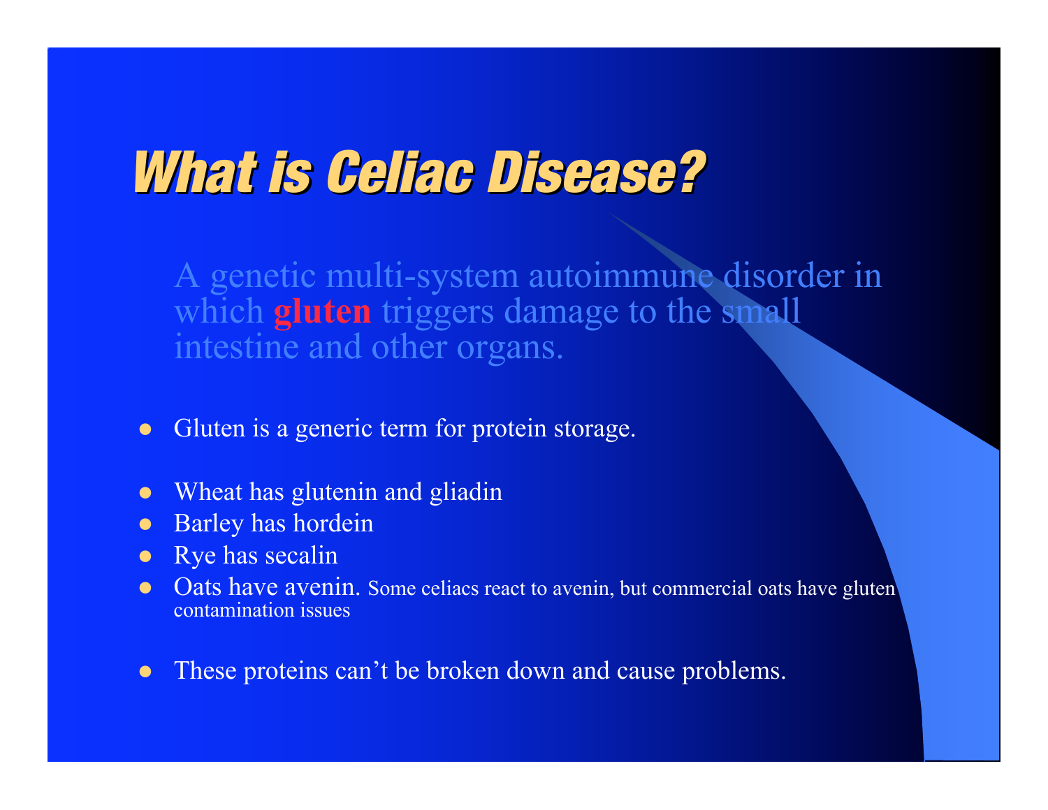# What is Celiac Disease?

A genetic multi-system autoimmune disorder in which **gluten** triggers damage to the small intestine and other organs.

- Gluten is a generic term for protein storage.

- Wheat has glutenin and gliadin
- Barley has hordein
- Rye has secalin
- Oats have avenin. Some celiacs react to avenin, but commercial oats have gluten contamination issues

- These proteins can't be broken down and cause problems.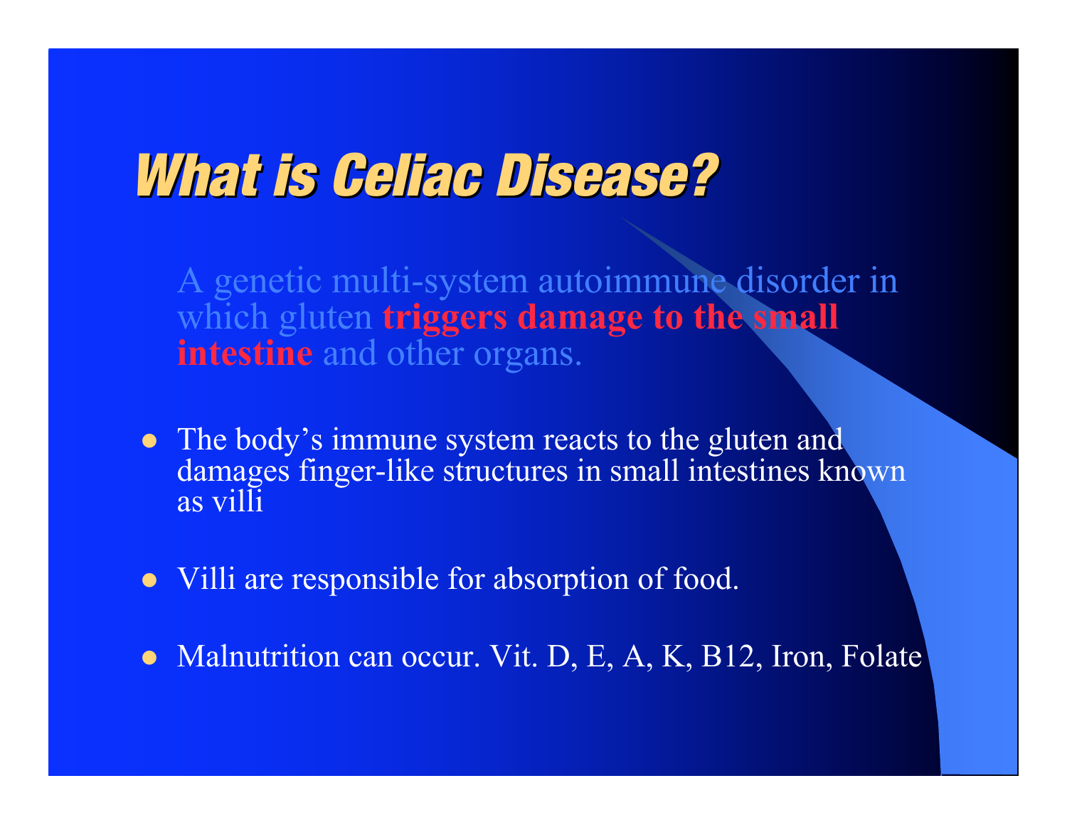# What is Celiac Disease?

A genetic multi-system autoimmune disorder in which gluten **triggers damage to the small intestine** and other organs.

- The body's immune system reacts to the gluten and damages finger-like structures in small intestines known as villi
- Villi are responsible for absorption of food.
- Malnutrition can occur. Vit. D, E, A, K, B12, Iron, Folate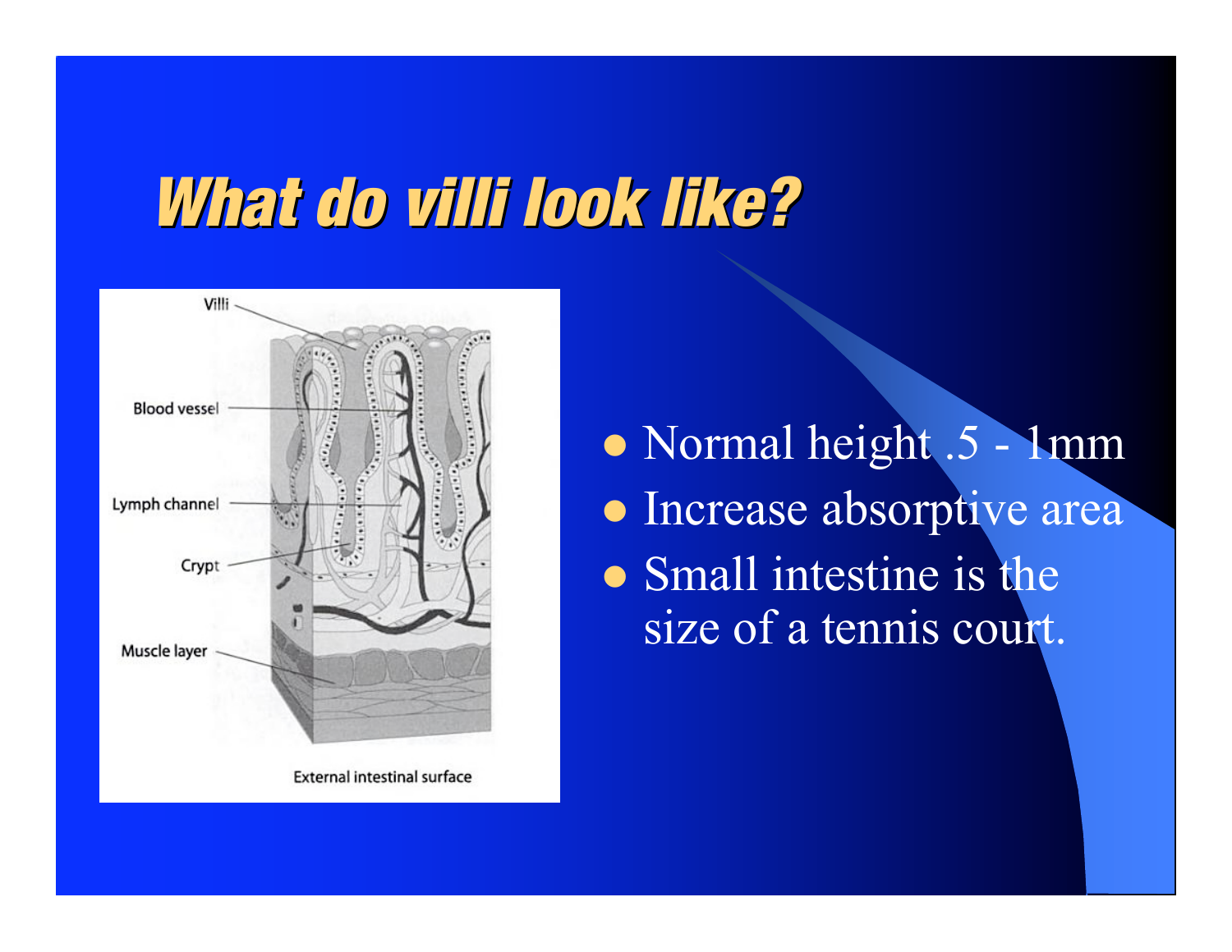# What do villi look like?

Villi

Blood vessel

Lymph channel

Crypt

Muscle layer

External intestinal surface

- Normal height .5 - 1mm
- Increase absorptive area
- Small intestine is the size of a tennis court.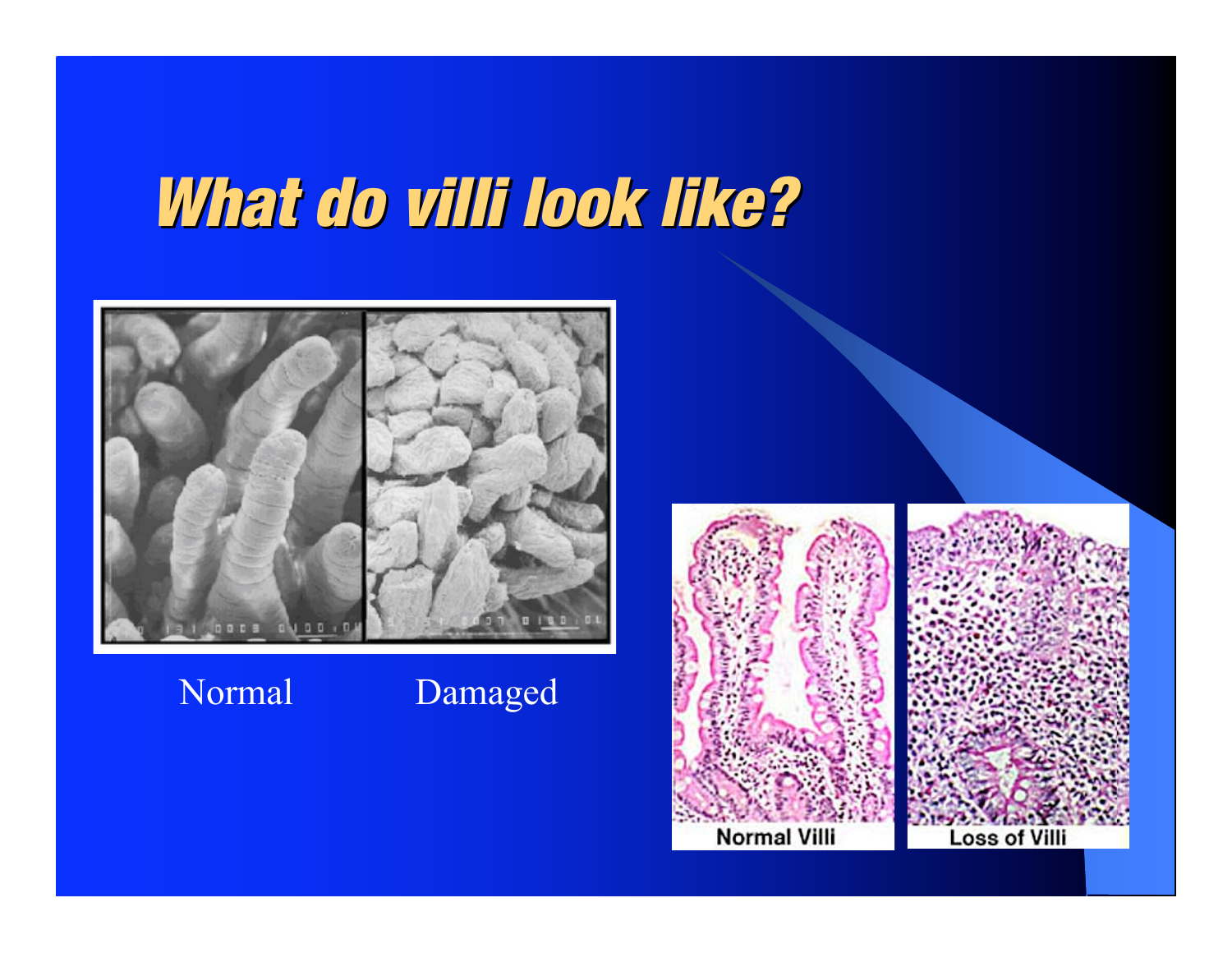# What do villi look like?

Normal Damaged

Normal Villi

Loss of Villi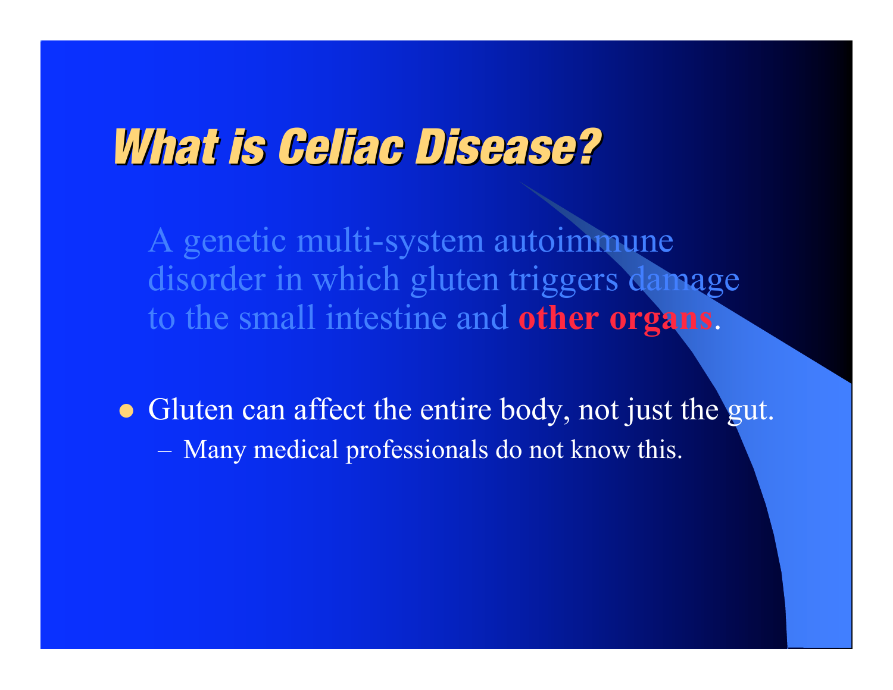# What is Celiac Disease?

A genetic multi-system autoimmune disorder in which gluten triggers damage to the small intestine and **other organs**.

- Gluten can affect the entire body, not just the gut.
  - Many medical professionals do not know this.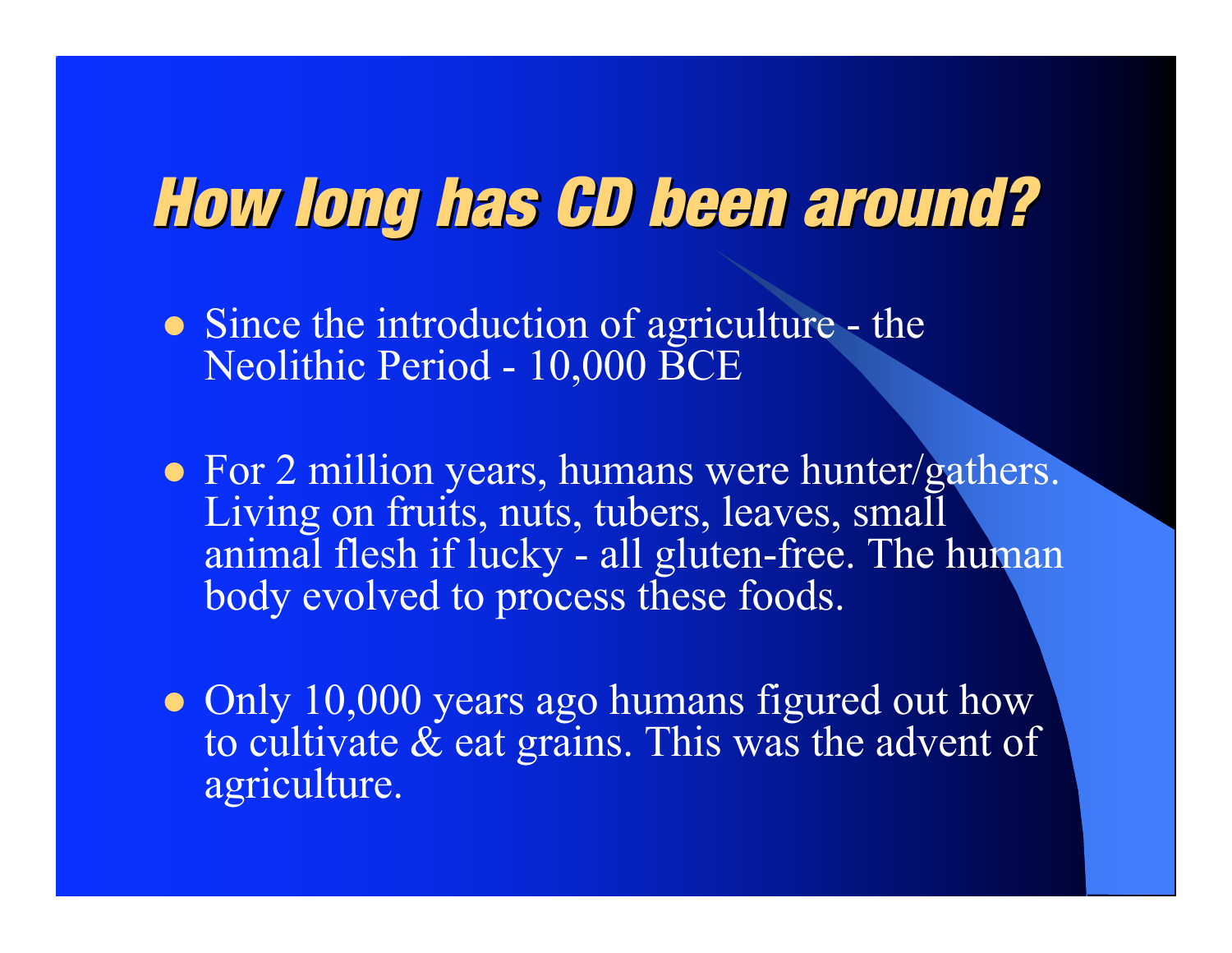# How long has CD been around?

- Since the introduction of agriculture - the Neolithic Period - 10,000 BCE
- For 2 million years, humans were hunter/gathers. Living on fruits, nuts, tubers, leaves, small animal flesh if lucky - all gluten-free. The human body evolved to process these foods.
- Only 10,000 years ago humans figured out how to cultivate & eat grains. This was the advent of agriculture.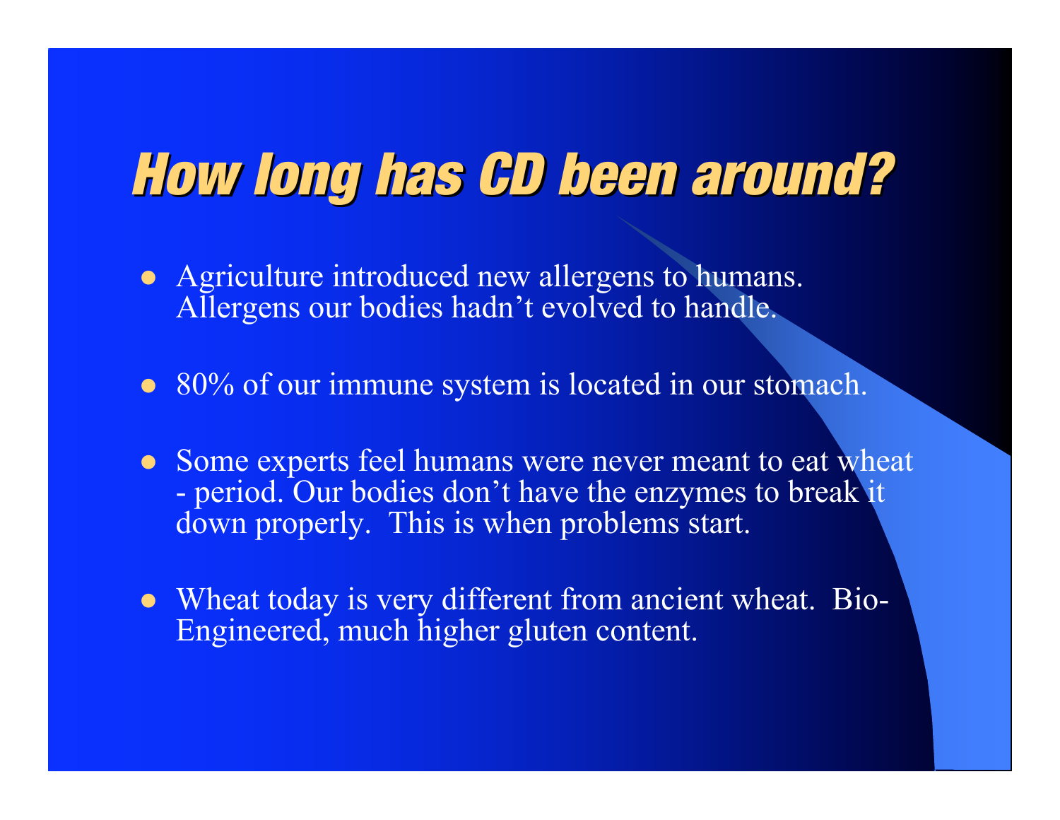# How long has CD been around?

- Agriculture introduced new allergens to humans. Allergens our bodies hadn't evolved to handle.
- 80% of our immune system is located in our stomach.
- Some experts feel humans were never meant to eat wheat - period. Our bodies don't have the enzymes to break it down properly. This is when problems start.
- Wheat today is very different from ancient wheat. Bio-Engineered, much higher gluten content.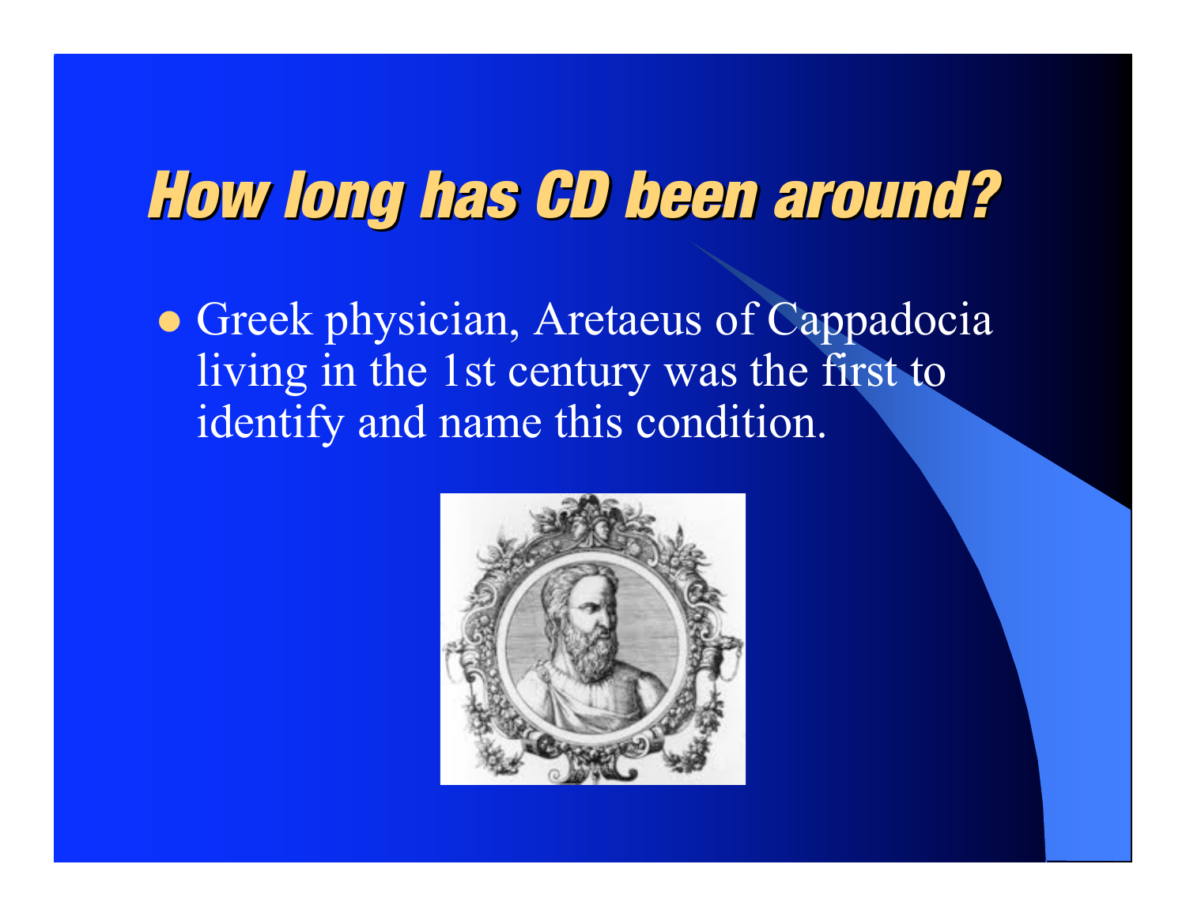# How long has CD been around?

- Greek physician, Aretaeus of Cappadocia living in the 1st century was the first to identify and name this condition.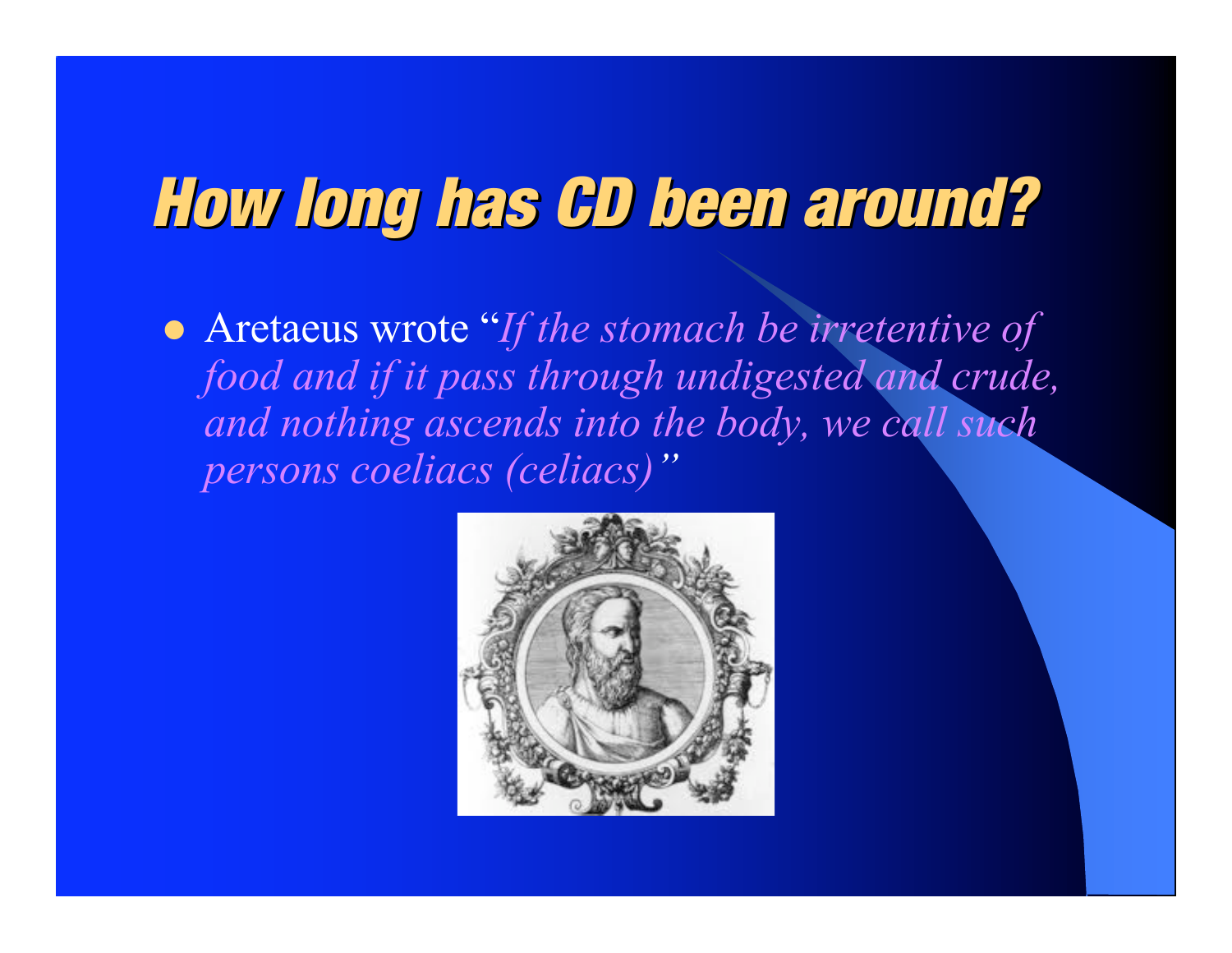# How long has CD been around?

- Aretaeus wrote "*If the stomach be irretentive of food and if it pass through undigested and crude, and nothing ascends into the body, we call such persons coeliacs (celiacs)*"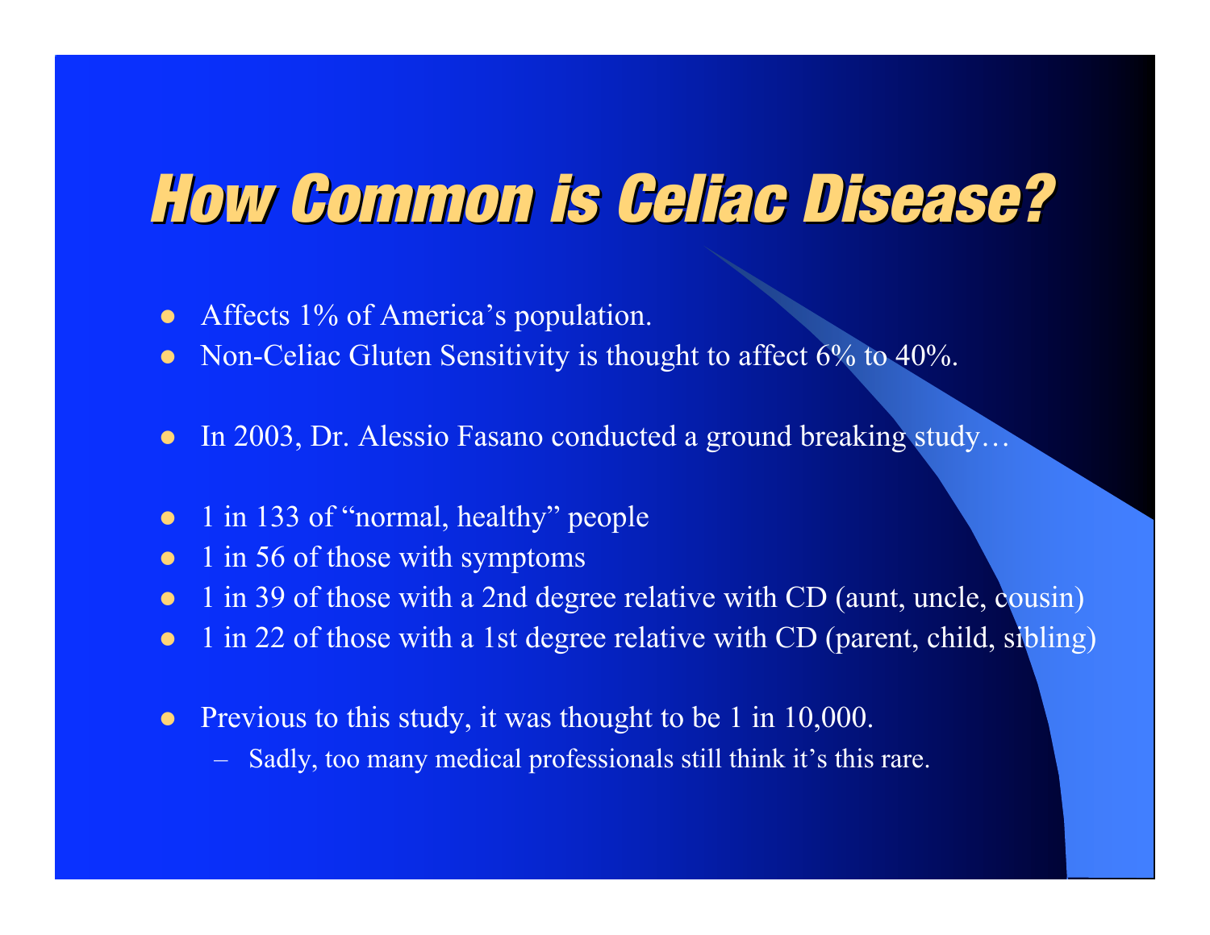# How Common is Celiac Disease?

- Affects 1% of America's population.
- Non-Celiac Gluten Sensitivity is thought to affect 6% to 40%.

- In 2003, Dr. Alessio Fasano conducted a ground breaking study…

- 1 in 133 of "normal, healthy" people
- 1 in 56 of those with symptoms
- 1 in 39 of those with a 2nd degree relative with CD (aunt, uncle, cousin)
- 1 in 22 of those with a 1st degree relative with CD (parent, child, sibling)

- Previous to this study, it was thought to be 1 in 10,000.
  - Sadly, too many medical professionals still think it's this rare.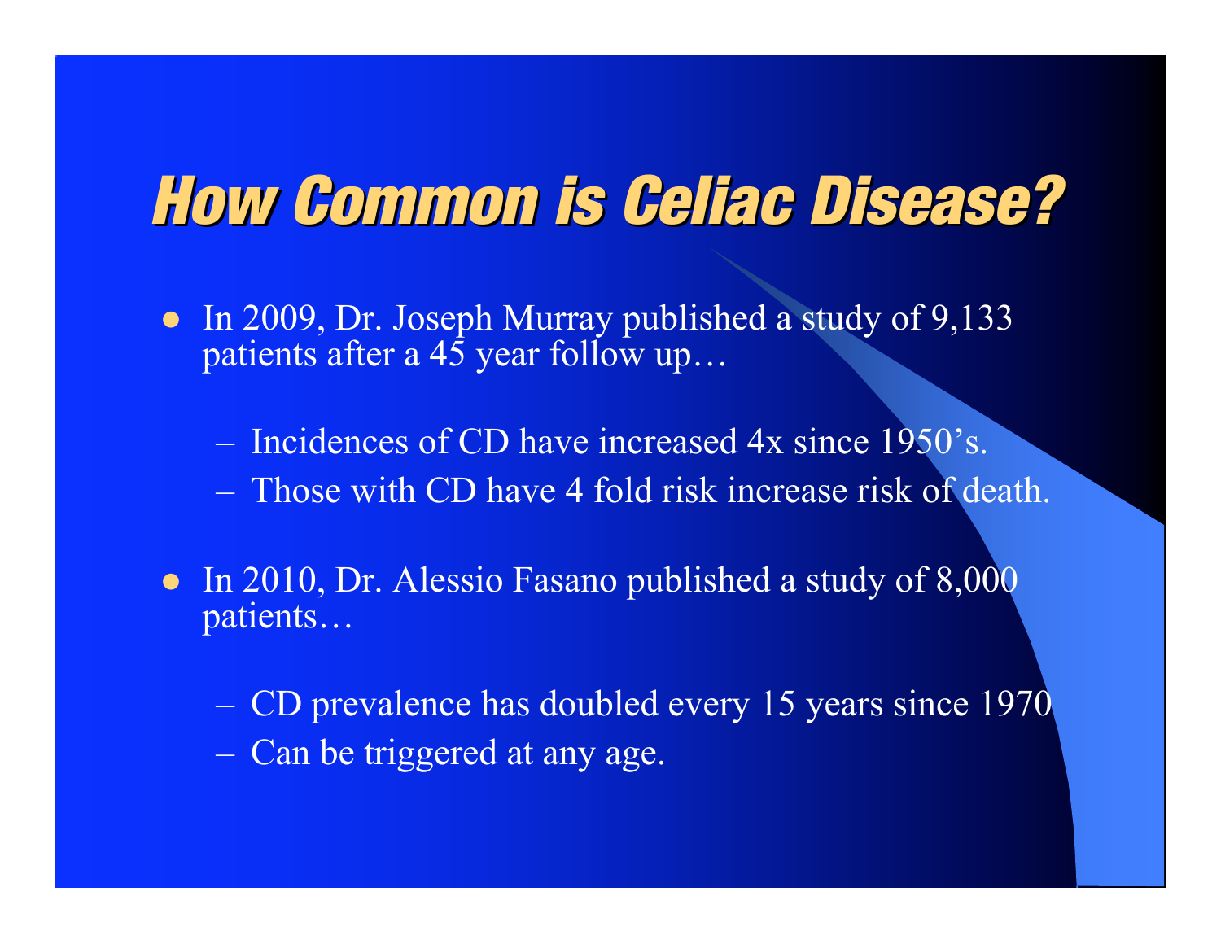# How Common is Celiac Disease?

- In 2009, Dr. Joseph Murray published a study of 9,133 patients after a 45 year follow up…
  - Incidences of CD have increased 4x since 1950's.
  - Those with CD have 4 fold risk increase risk of death.
- In 2010, Dr. Alessio Fasano published a study of 8,000 patients…
  - CD prevalence has doubled every 15 years since 1970
  - Can be triggered at any age.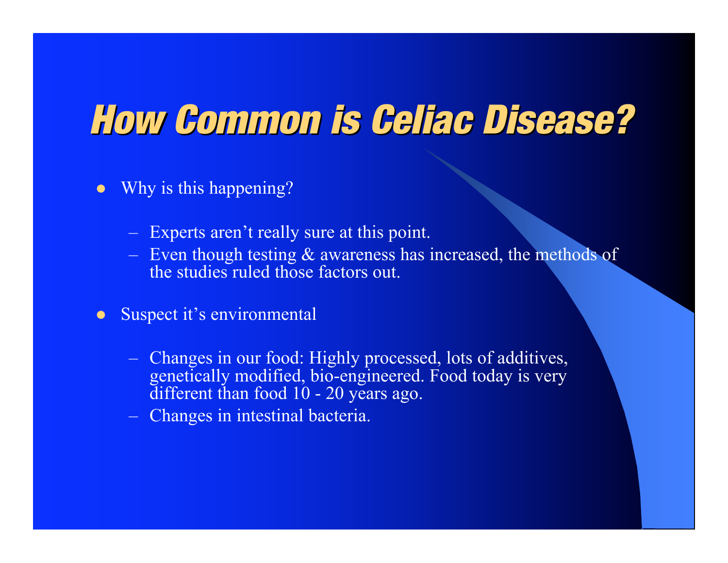# How Common is Celiac Disease?

- Why is this happening?
  - Experts aren't really sure at this point.
  - Even though testing & awareness has increased, the methods of the studies ruled those factors out.
- Suspect it's environmental
  - Changes in our food: Highly processed, lots of additives, genetically modified, bio-engineered. Food today is very different than food 10 - 20 years ago.
  - Changes in intestinal bacteria.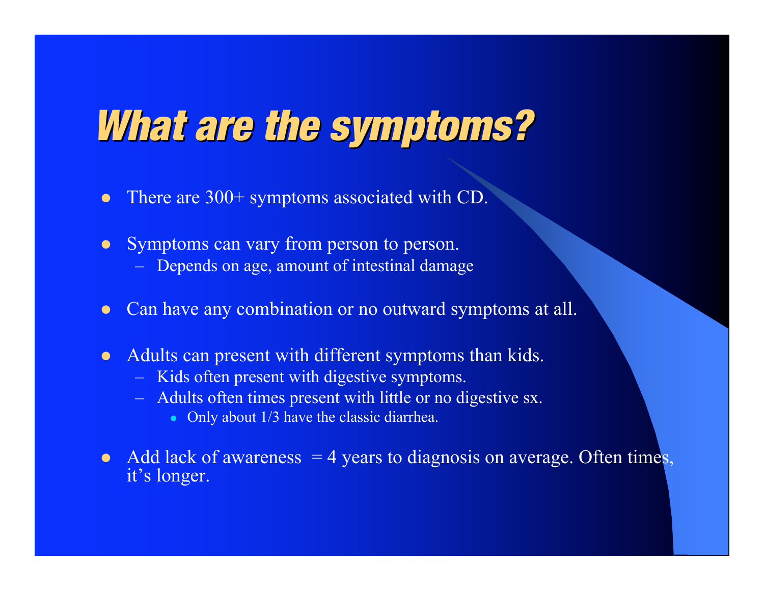# What are the symptoms?

- There are 300+ symptoms associated with CD.
- Symptoms can vary from person to person.
  - Depends on age, amount of intestinal damage
- Can have any combination or no outward symptoms at all.
- Adults can present with different symptoms than kids.
  - Kids often present with digestive symptoms.
  - Adults often times present with little or no digestive sx.
    - Only about 1/3 have the classic diarrhea.
- Add lack of awareness = 4 years to diagnosis on average. Often times, it's longer.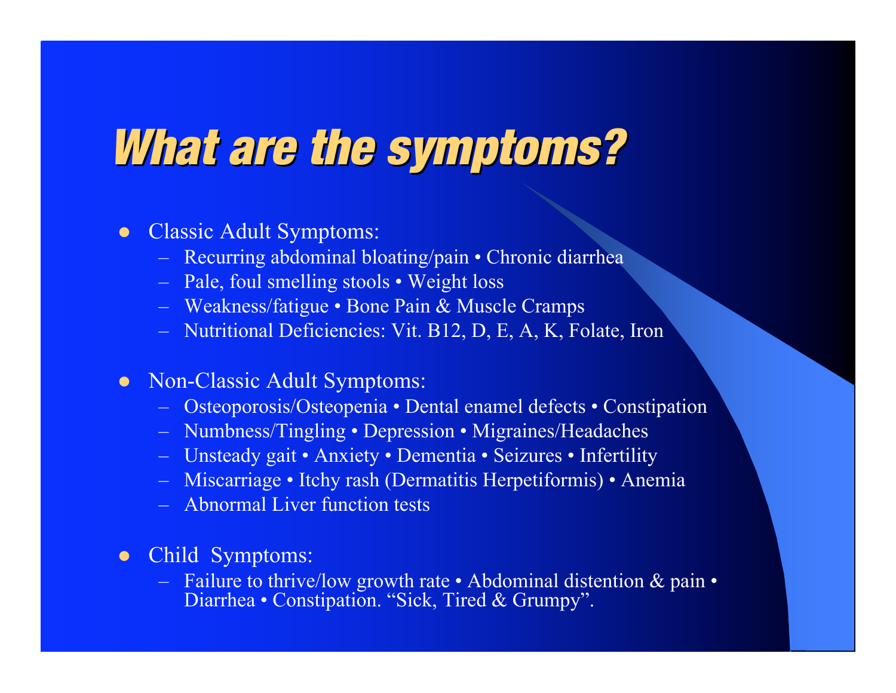# What are the symptoms?

- Classic Adult Symptoms:
  - Recurring abdominal bloating/pain • Chronic diarrhea
  - Pale, foul smelling stools • Weight loss
  - Weakness/fatigue • Bone Pain & Muscle Cramps
  - Nutritional Deficiencies: Vit. B12, D, E, A, K, Folate, Iron
- Non-Classic Adult Symptoms:
  - Osteoporosis/Osteopenia • Dental enamel defects • Constipation
  - Numbness/Tingling • Depression • Migraines/Headaches
  - Unsteady gait • Anxiety • Dementia • Seizures • Infertility
  - Miscarriage • Itchy rash (Dermatitis Herpetiformis) • Anemia
  - Abnormal Liver function tests
- Child Symptoms:
  - Failure to thrive/low growth rate • Abdominal distention & pain • Diarrhea • Constipation. "Sick, Tired & Grumpy".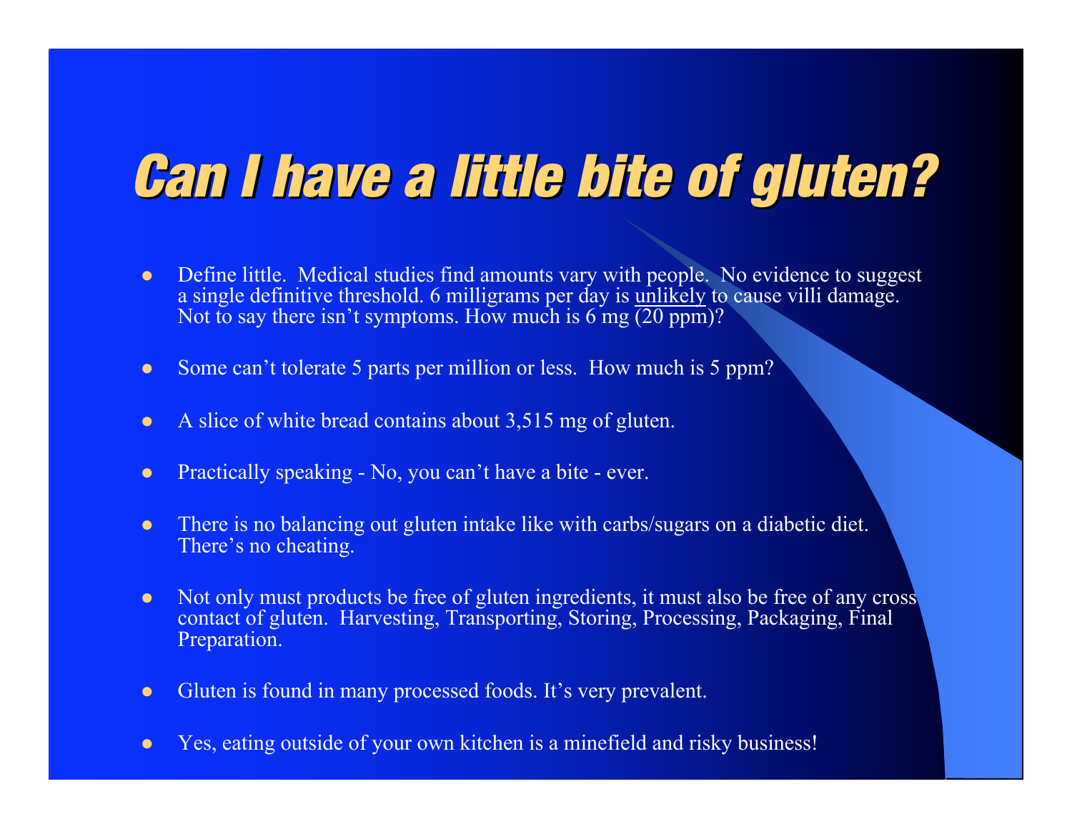# Can I have a little bite of gluten?

- Define little. Medical studies find amounts vary with people. No evidence to suggest a single definitive threshold. 6 milligrams per day is <u>unlikely</u> to cause villi damage. Not to say there isn't symptoms. How much is 6 mg (20 ppm)?
- Some can't tolerate 5 parts per million or less. How much is 5 ppm?
- A slice of white bread contains about 3,515 mg of gluten.
- Practically speaking - No, you can't have a bite - ever.
- There is no balancing out gluten intake like with carbs/sugars on a diabetic diet. There's no cheating.
- Not only must products be free of gluten ingredients, it must also be free of any cross contact of gluten. Harvesting, Transporting, Storing, Processing, Packaging, Final Preparation.
- Gluten is found in many processed foods. It's very prevalent.
- Yes, eating outside of your own kitchen is a minefield and risky business!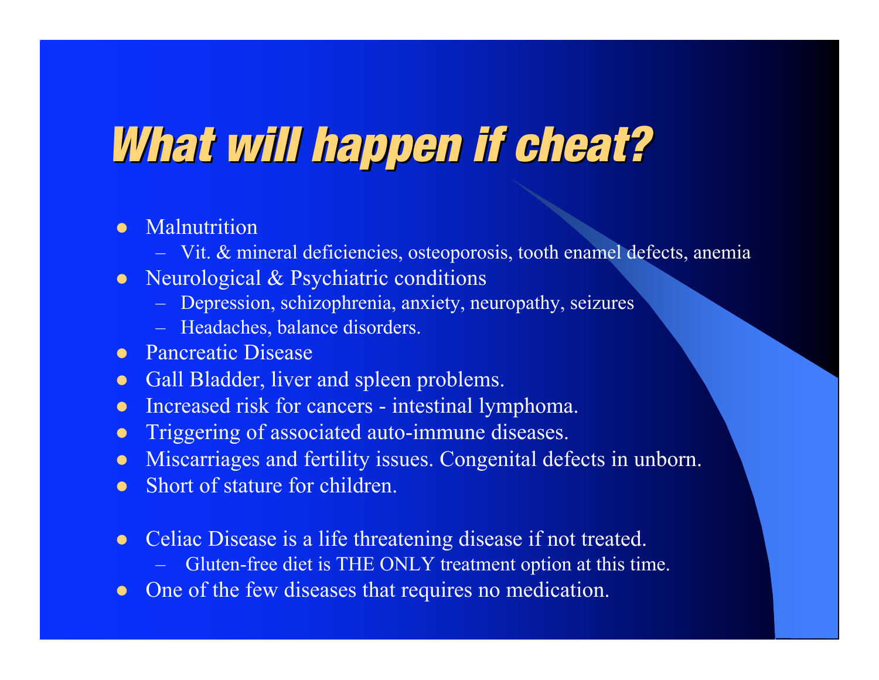# What will happen if cheat?

- Malnutrition
  - Vit. & mineral deficiencies, osteoporosis, tooth enamel defects, anemia
- Neurological & Psychiatric conditions
  - Depression, schizophrenia, anxiety, neuropathy, seizures
  - Headaches, balance disorders.
- Pancreatic Disease
- Gall Bladder, liver and spleen problems.
- Increased risk for cancers - intestinal lymphoma.
- Triggering of associated auto-immune diseases.
- Miscarriages and fertility issues. Congenital defects in unborn.
- Short of stature for children.

- Celiac Disease is a life threatening disease if not treated.
  - Gluten-free diet is THE ONLY treatment option at this time.
- One of the few diseases that requires no medication.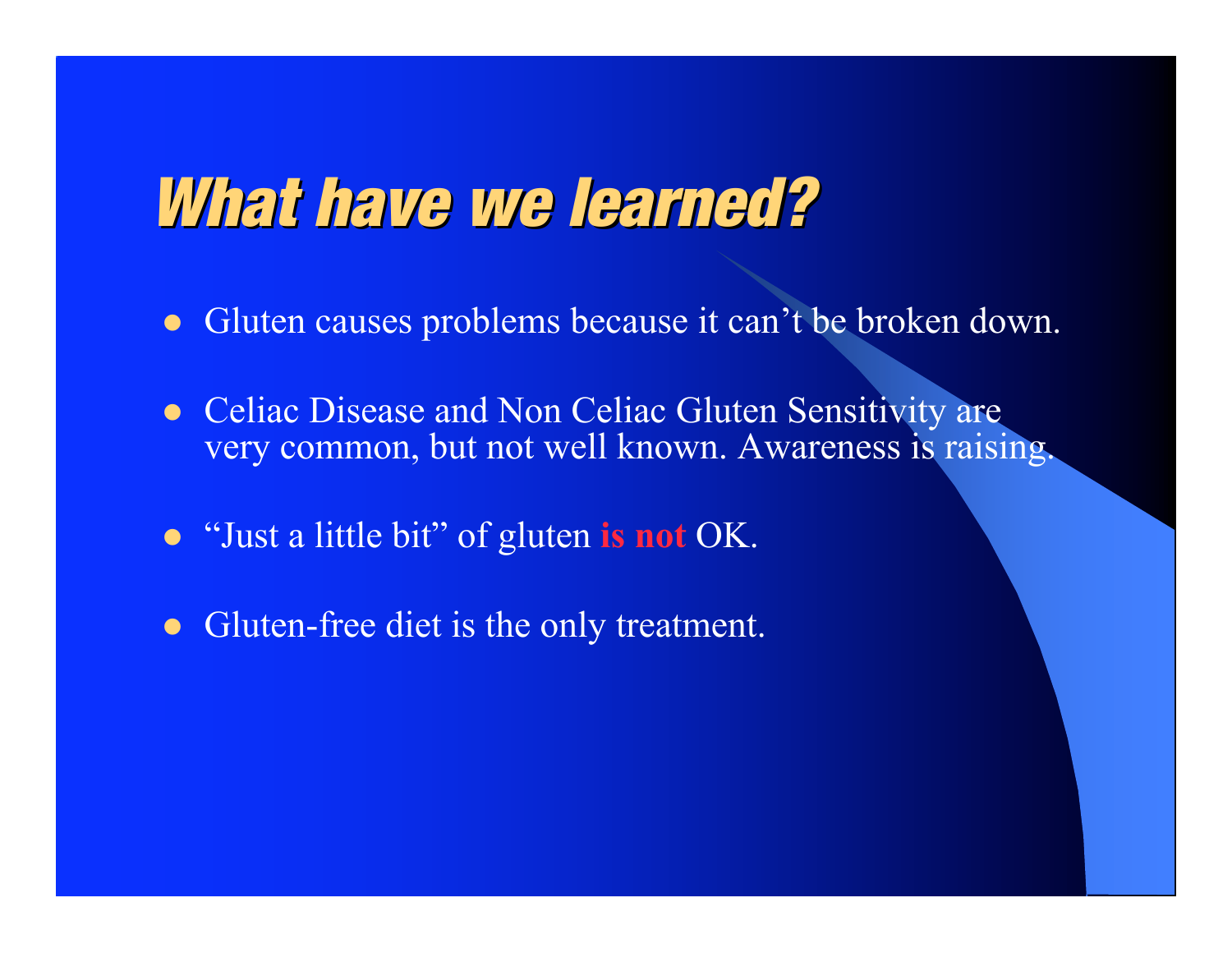# What have we learned?

- Gluten causes problems because it can't be broken down.
- Celiac Disease and Non Celiac Gluten Sensitivity are very common, but not well known. Awareness is raising.
- "Just a little bit" of gluten **is not** OK.
- Gluten-free diet is the only treatment.